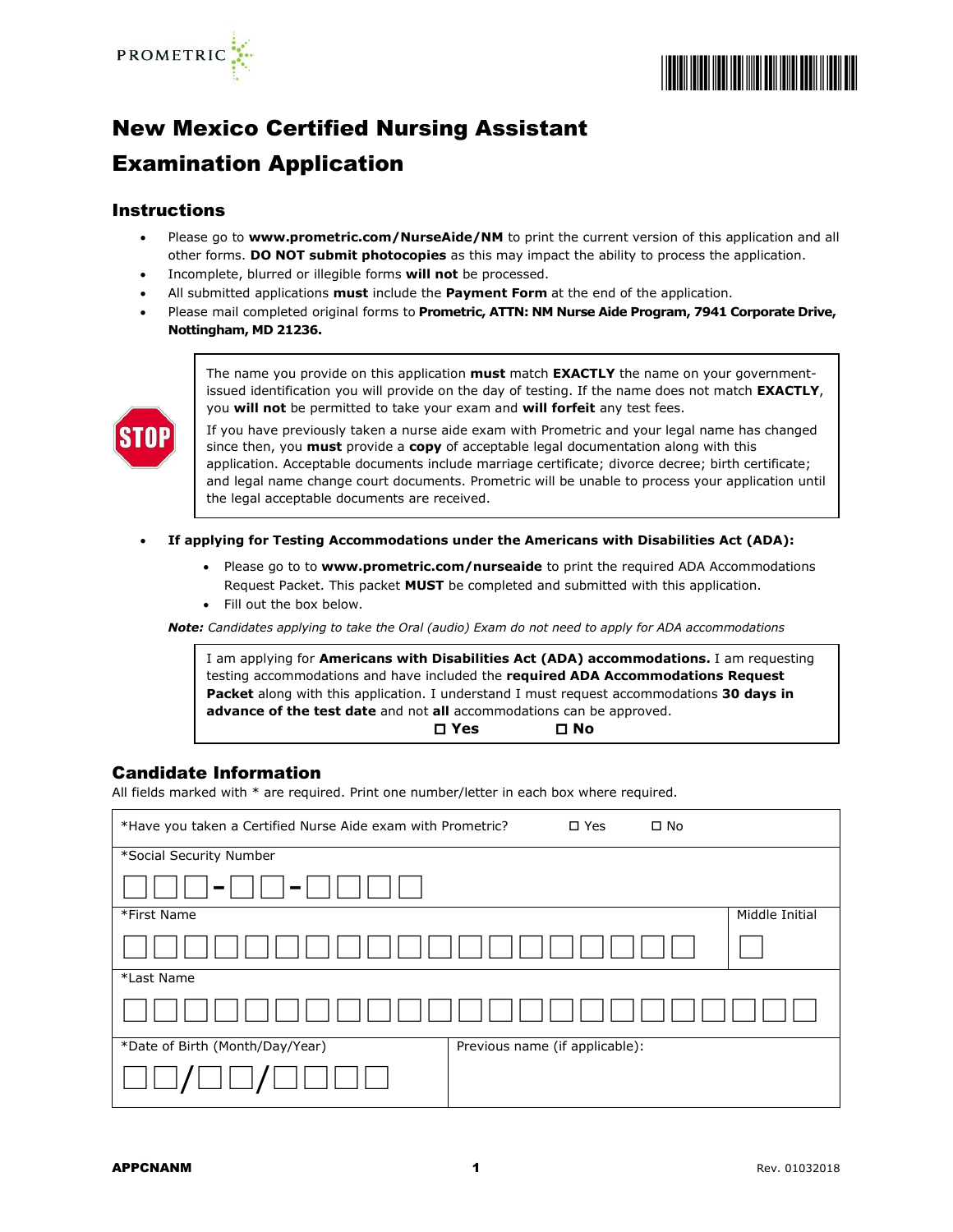PROMETRIC

# New Mexico Certified Nursing Assistant Examination Application

## Instructions

- Please go to **www.prometric.com/NurseAide/NM** to print the current version of this application and all other forms. **DO NOT submit photocopies** as this may impact the ability to process the application.
- Incomplete, blurred or illegible forms **will not** be processed.
- All submitted applications **must** include the **Payment Form** at the end of the application.
- Please mail completed original forms to **Prometric, ATTN: NM Nurse Aide Program, 7941 Corporate Drive, Nottingham, MD 21236.**

> STOP
>
> The name you provide on this application **must** match **EXACTLY** the name on your government-issued identification you will provide on the day of testing. If the name does not match **EXACTLY**, you **will not** be permitted to take your exam and **will forfeit** any test fees.
>
> If you have previously taken a nurse aide exam with Prometric and your legal name has changed since then, you **must** provide a **copy** of acceptable legal documentation along with this application. Acceptable documents include marriage certificate; divorce decree; birth certificate; and legal name change court documents. Prometric will be unable to process your application until the legal acceptable documents are received.

- **If applying for Testing Accommodations under the Americans with Disabilities Act (ADA):**
  - Please go to to **www.prometric.com/nurseaide** to print the required ADA Accommodations Request Packet. This packet **MUST** be completed and submitted with this application.
  - Fill out the box below.

***Note:*** *Candidates applying to take the Oral (audio) Exam do not need to apply for ADA accommodations*

> I am applying for **Americans with Disabilities Act (ADA) accommodations.** I am requesting testing accommodations and have included the **required ADA Accommodations Request Packet** along with this application. I understand I must request accommodations **30 days in advance of the test date** and not **all** accommodations can be approved.
>
> ☐ **Yes** ☐ **No**

## Candidate Information

All fields marked with * are required. Print one number/letter in each box where required.

| | |
|---|---|
| *Have you taken a Certified Nurse Aide exam with Prometric? ☐ Yes ☐ No | |
| *Social Security Number<br>☐☐☐-☐☐-☐☐☐☐ | |
| *First Name<br>☐☐☐☐☐☐☐☐☐☐☐☐☐☐☐☐☐☐☐ | Middle Initial<br>☐ |
| *Last Name<br>☐☐☐☐☐☐☐☐☐☐☐☐☐☐☐☐☐☐☐☐☐☐☐ | |
| *Date of Birth (Month/Day/Year)<br>☐☐/☐☐/☐☐☐☐ | Previous name (if applicable): |

APPCNANM Rev. 01032018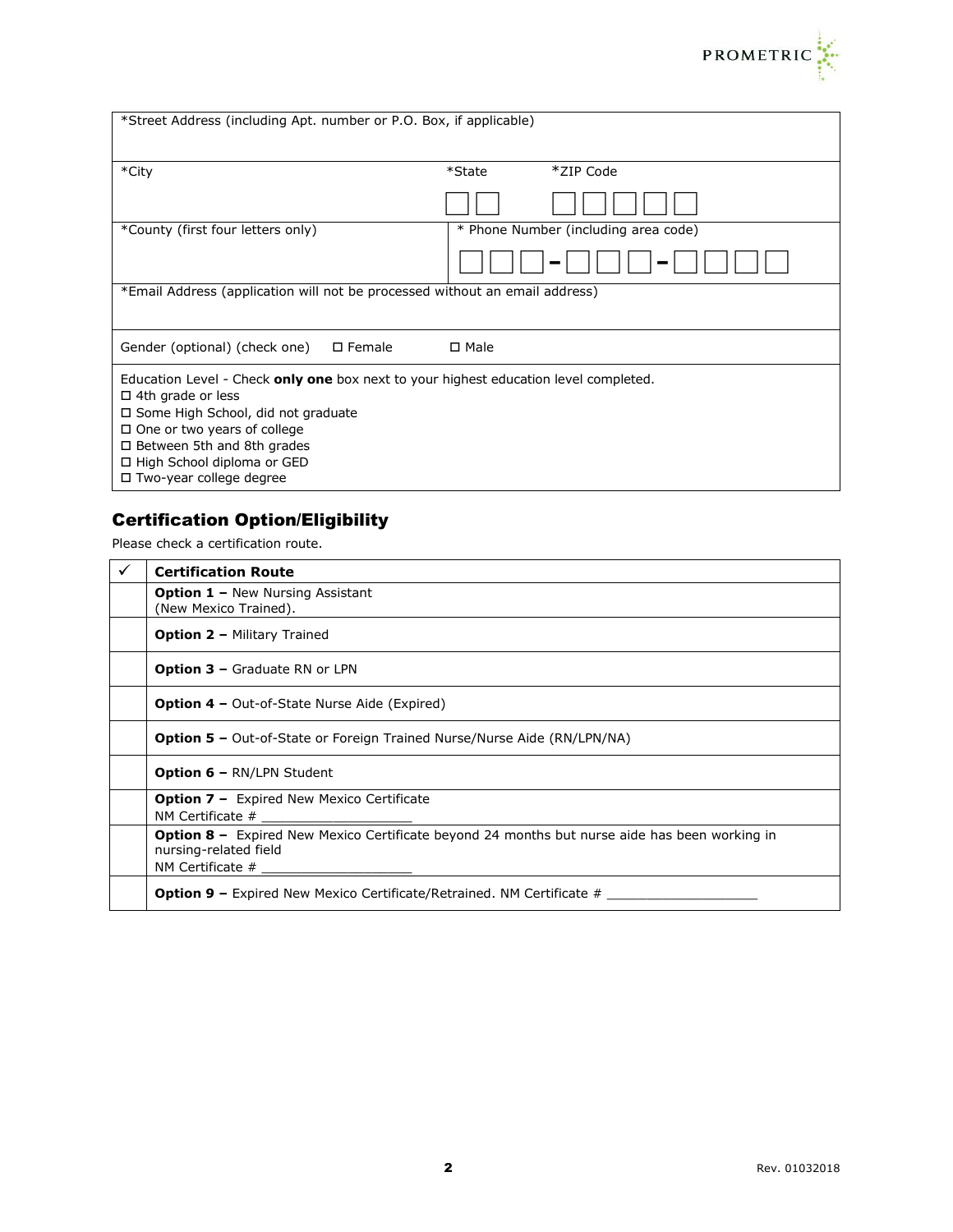| *Street Address (including Apt. number or P.O. Box, if applicable) | |
|---|---|
| *City | *State *ZIP Code |
| *County (first four letters only) | * Phone Number (including area code) |
| *Email Address (application will not be processed without an email address) | |
| Gender (optional) (check one) ☐ Female ☐ Male | |

Education Level - Check **only one** box next to your highest education level completed.
- ☐ 4th grade or less
- ☐ Some High School, did not graduate
- ☐ One or two years of college
- ☐ Between 5th and 8th grades
- ☐ High School diploma or GED
- ☐ Two-year college degree

## Certification Option/Eligibility

Please check a certification route.

| ✓ | Certification Route |
|---|---|
| | **Option 1 –** New Nursing Assistant (New Mexico Trained). |
| | **Option 2 –** Military Trained |
| | **Option 3 –** Graduate RN or LPN |
| | **Option 4 –** Out-of-State Nurse Aide (Expired) |
| | **Option 5 –** Out-of-State or Foreign Trained Nurse/Nurse Aide (RN/LPN/NA) |
| | **Option 6 –** RN/LPN Student |
| | **Option 7 –** Expired New Mexico Certificate<br>NM Certificate # ___________________ |
| | **Option 8 –** Expired New Mexico Certificate beyond 24 months but nurse aide has been working in nursing-related field<br>NM Certificate # ___________________ |
| | **Option 9 –** Expired New Mexico Certificate/Retrained. NM Certificate # ___________________ |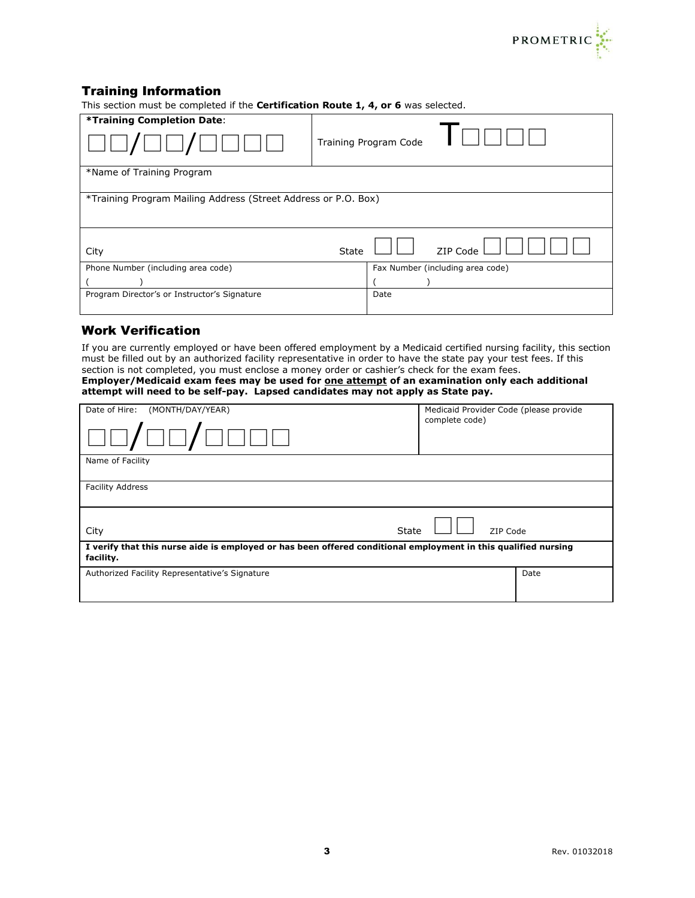## Training Information

This section must be completed if the **Certification Route 1, 4, or 6** was selected.

| **\*Training Completion Date**: | Training Program Code T |
|---|---|
| \_\_/\_\_/\_\_\_\_ | |

| \*Name of Training Program | | | |
|---|---|---|---|
| \*Training Program Mailing Address (Street Address or P.O. Box) | | | |
| City | State | ZIP Code | |
| Phone Number (including area code) ( ) | | Fax Number (including area code) ( ) | |
| Program Director's or Instructor's Signature | | Date | |

## Work Verification

If you are currently employed or have been offered employment by a Medicaid certified nursing facility, this section must be filled out by an authorized facility representative in order to have the state pay your test fees. If this section is not completed, you must enclose a money order or cashier's check for the exam fees.

**Employer/Medicaid exam fees may be used for <u>one attempt</u> of an examination only each additional attempt will need to be self-pay. Lapsed candidates may not apply as State pay.**

| Date of Hire: (MONTH/DAY/YEAR) \_\_/\_\_/\_\_\_\_ | Medicaid Provider Code (please provide complete code) | |
|---|---|---|
| Name of Facility | | |
| Facility Address | | |
| City | State | ZIP Code |
| **I verify that this nurse aide is employed or has been offered conditional employment in this qualified nursing facility.** | | |
| Authorized Facility Representative's Signature | | Date |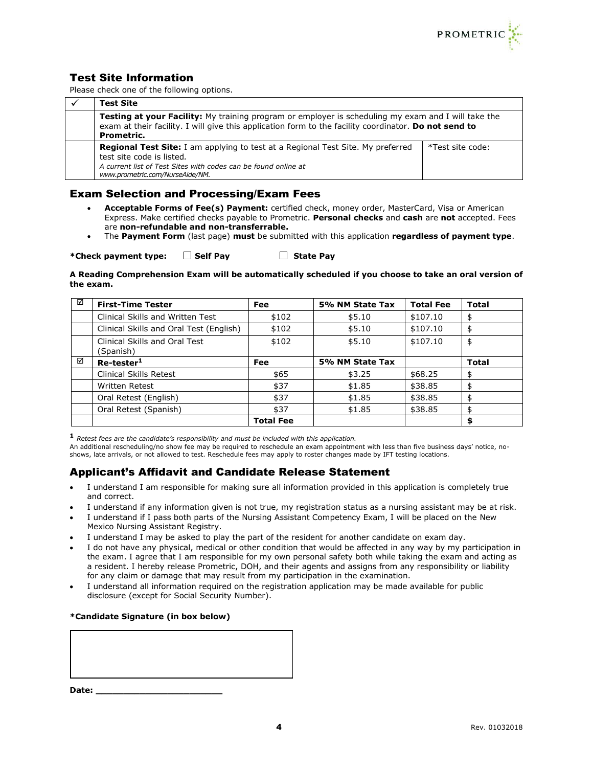## Test Site Information

Please check one of the following options.

| ✓ | Test Site | |
|---|---|---|
| | **Testing at your Facility:** My training program or employer is scheduling my exam and I will take the exam at their facility. I will give this application form to the facility coordinator. **Do not send to Prometric.** | |
| | **Regional Test Site:** I am applying to test at a Regional Test Site. My preferred test site code is listed. *A current list of Test Sites with codes can be found online at www.prometric.com/NurseAide/NM.* | *Test site code: |

## Exam Selection and Processing/Exam Fees

- **Acceptable Forms of Fee(s) Payment:** certified check, money order, MasterCard, Visa or American Express. Make certified checks payable to Prometric. **Personal checks** and **cash** are **not** accepted. Fees are **non-refundable and non-transferrable.**
- The **Payment Form** (last page) **must** be submitted with this application **regardless of payment type**.

**\*Check payment type:** ☐ **Self Pay** ☐ **State Pay**

**A Reading Comprehension Exam will be automatically scheduled if you choose to take an oral version of the exam.**

| ☑ | First-Time Tester | Fee | 5% NM State Tax | Total Fee | Total |
|---|---|---|---|---|---|
| | Clinical Skills and Written Test | $102 | $5.10 | $107.10 | $ |
| | Clinical Skills and Oral Test (English) | $102 | $5.10 | $107.10 | $ |
| | Clinical Skills and Oral Test (Spanish) | $102 | $5.10 | $107.10 | $ |
| ☑ | **Re-tester[1]** | **Fee** | **5% NM State Tax** | | **Total** |
| | Clinical Skills Retest | $65 | $3.25 | $68.25 | $ |
| | Written Retest | $37 | $1.85 | $38.85 | $ |
| | Oral Retest (English) | $37 | $1.85 | $38.85 | $ |
| | Oral Retest (Spanish) | $37 | $1.85 | $38.85 | $ |
| | | **Total Fee** | | | **$** |

**1** *Retest fees are the candidate's responsibility and must be included with this application.*

An additional rescheduling/no show fee may be required to reschedule an exam appointment with less than five business days' notice, no-shows, late arrivals, or not allowed to test. Reschedule fees may apply to roster changes made by IFT testing locations.

## Applicant's Affidavit and Candidate Release Statement

- I understand I am responsible for making sure all information provided in this application is completely true and correct.
- I understand if any information given is not true, my registration status as a nursing assistant may be at risk.
- I understand if I pass both parts of the Nursing Assistant Competency Exam, I will be placed on the New Mexico Nursing Assistant Registry.
- I understand I may be asked to play the part of the resident for another candidate on exam day.
- I do not have any physical, medical or other condition that would be affected in any way by my participation in the exam. I agree that I am responsible for my own personal safety both while taking the exam and acting as a resident. I hereby release Prometric, DOH, and their agents and assigns from any responsibility or liability for any claim or damage that may result from my participation in the examination.
- I understand all information required on the registration application may be made available for public disclosure (except for Social Security Number).

**\*Candidate Signature (in box below)**

**Date:** ________________________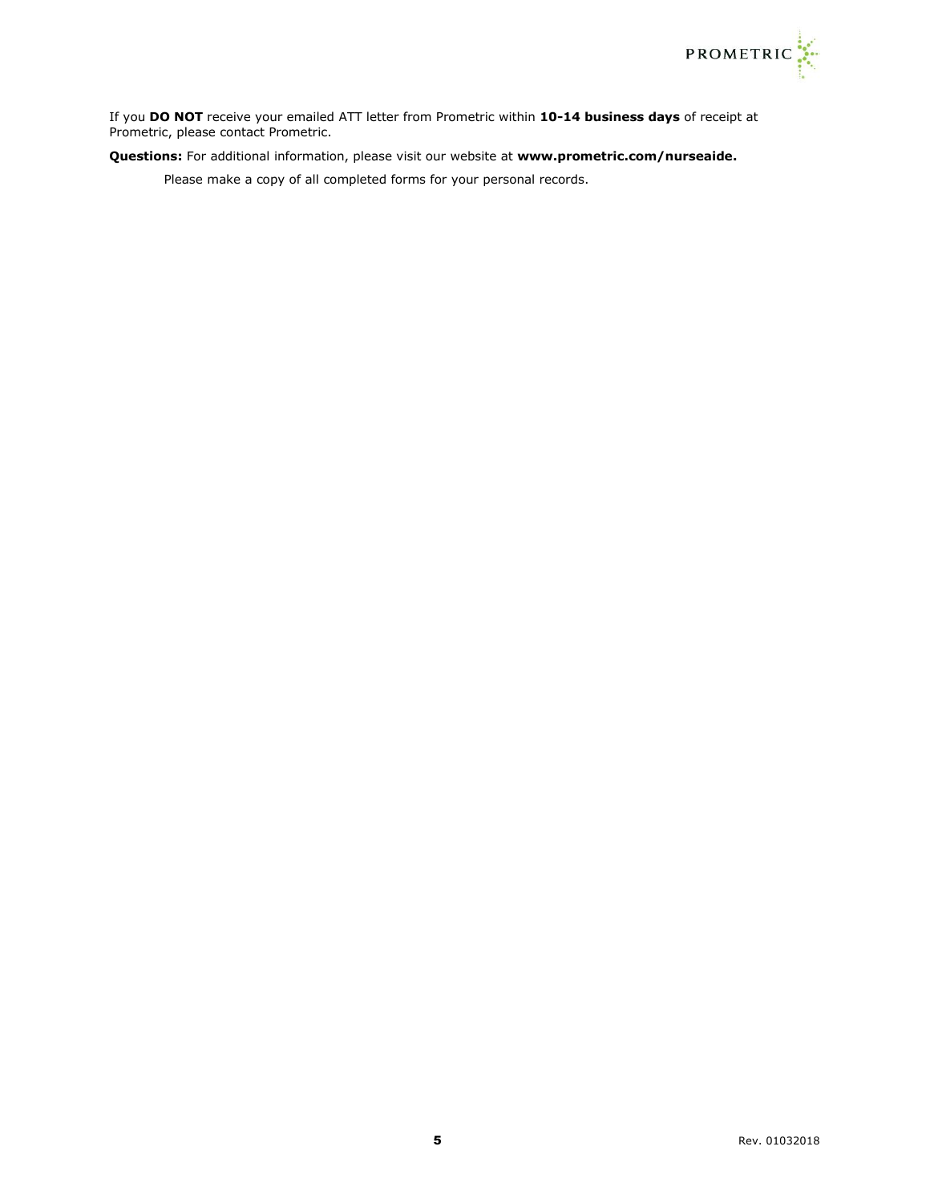If you **DO NOT** receive your emailed ATT letter from Prometric within **10-14 business days** of receipt at Prometric, please contact Prometric.

**Questions:** For additional information, please visit our website at **www.prometric.com/nurseaide.**

Please make a copy of all completed forms for your personal records.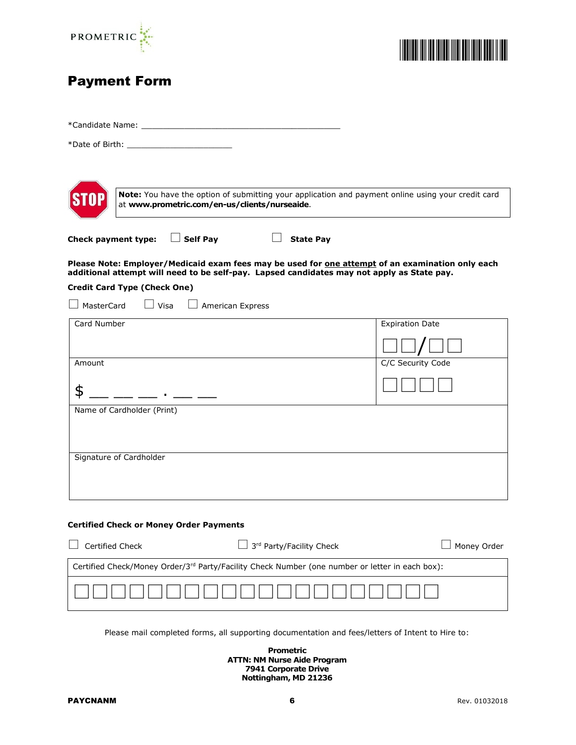PROMETRIC

# Payment Form

*Candidate Name: ___________________________________________

*Date of Birth: _______________________

**Note:** You have the option of submitting your application and payment online using your credit card at **www.prometric.com/en-us/clients/nurseaide**.

**Check payment type:** ☐ **Self Pay** ☐ **State Pay**

**Please Note: Employer/Medicaid exam fees may be used for one attempt of an examination only each additional attempt will need to be self-pay. Lapsed candidates may not apply as State pay.**

**Credit Card Type (Check One)**

☐ MasterCard ☐ Visa ☐ American Express

| | |
|---|---|
| Card Number | Expiration Date<br>☐☐/☐☐ |
| Amount<br>$ __ __ __ . __ __ | C/C Security Code<br>☐☐☐☐ |
| Name of Cardholder (Print) | |
| Signature of Cardholder | |

**Certified Check or Money Order Payments**

☐ Certified Check ☐ 3rd Party/Facility Check ☐ Money Order

| |
|---|
| Certified Check/Money Order/3rd Party/Facility Check Number (one number or letter in each box): |
| ☐☐☐☐☐☐☐☐☐☐☐☐☐☐☐☐☐☐☐☐ |

Please mail completed forms, all supporting documentation and fees/letters of Intent to Hire to:

**Prometric**
**ATTN: NM Nurse Aide Program**
**7941 Corporate Drive**
**Nottingham, MD 21236**

**PAYCNANM** Rev. 01032018